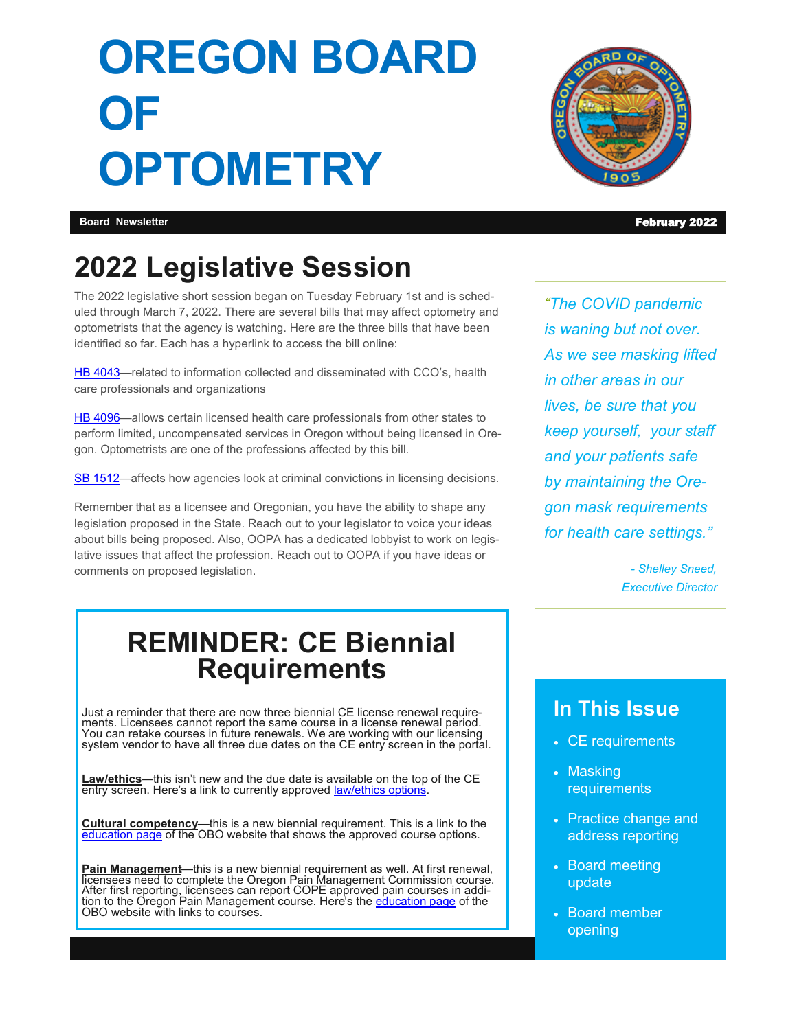# OREGON BOARD OF OPTOMETRY

**Board Newsletter** **February 2022**

## 2022 Legislative Session

The 2022 legislative short session began on Tuesday February 1st and is scheduled through March 7, 2022. There are several bills that may affect optometry and optometrists that the agency is watching. Here are the three bills that have been identified so far. Each has a hyperlink to access the bill online:

HB 4043—related to information collected and disseminated with CCO's, health care professionals and organizations

HB 4096—allows certain licensed health care professionals from other states to perform limited, uncompensated services in Oregon without being licensed in Oregon. Optometrists are one of the professions affected by this bill.

SB 1512—affects how agencies look at criminal convictions in licensing decisions.

Remember that as a licensee and Oregonian, you have the ability to shape any legislation proposed in the State. Reach out to your legislator to voice your ideas about bills being proposed. Also, OOPA has a dedicated lobbyist to work on legislative issues that affect the profession. Reach out to OOPA if you have ideas or comments on proposed legislation.

*"The COVID pandemic is waning but not over. As we see masking lifted in other areas in our lives, be sure that you keep yourself, your staff and your patients safe by maintaining the Oregon mask requirements for health care settings."*

*- Shelley Sneed, Executive Director*

## REMINDER: CE Biennial Requirements

Just a reminder that there are now three biennial CE license renewal requirements. Licensees cannot report the same course in a license renewal period. You can retake courses in future renewals. We are working with our licensing system vendor to have all three due dates on the CE entry screen in the portal.

**Law/ethics**—this isn't new and the due date is available on the top of the CE entry screen. Here's a link to currently approved law/ethics options.

**Cultural competency**—this is a new biennial requirement. This is a link to the education page of the OBO website that shows the approved course options.

**Pain Management**—this is a new biennial requirement as well. At first renewal, licensees need to complete the Oregon Pain Management Commission course. After first reporting, licensees can report COPE approved pain courses in addition to the Oregon Pain Management course. Here's the education page of the OBO website with links to courses.

## In This Issue

- CE requirements
- Masking requirements
- Practice change and address reporting
- Board meeting update
- Board member opening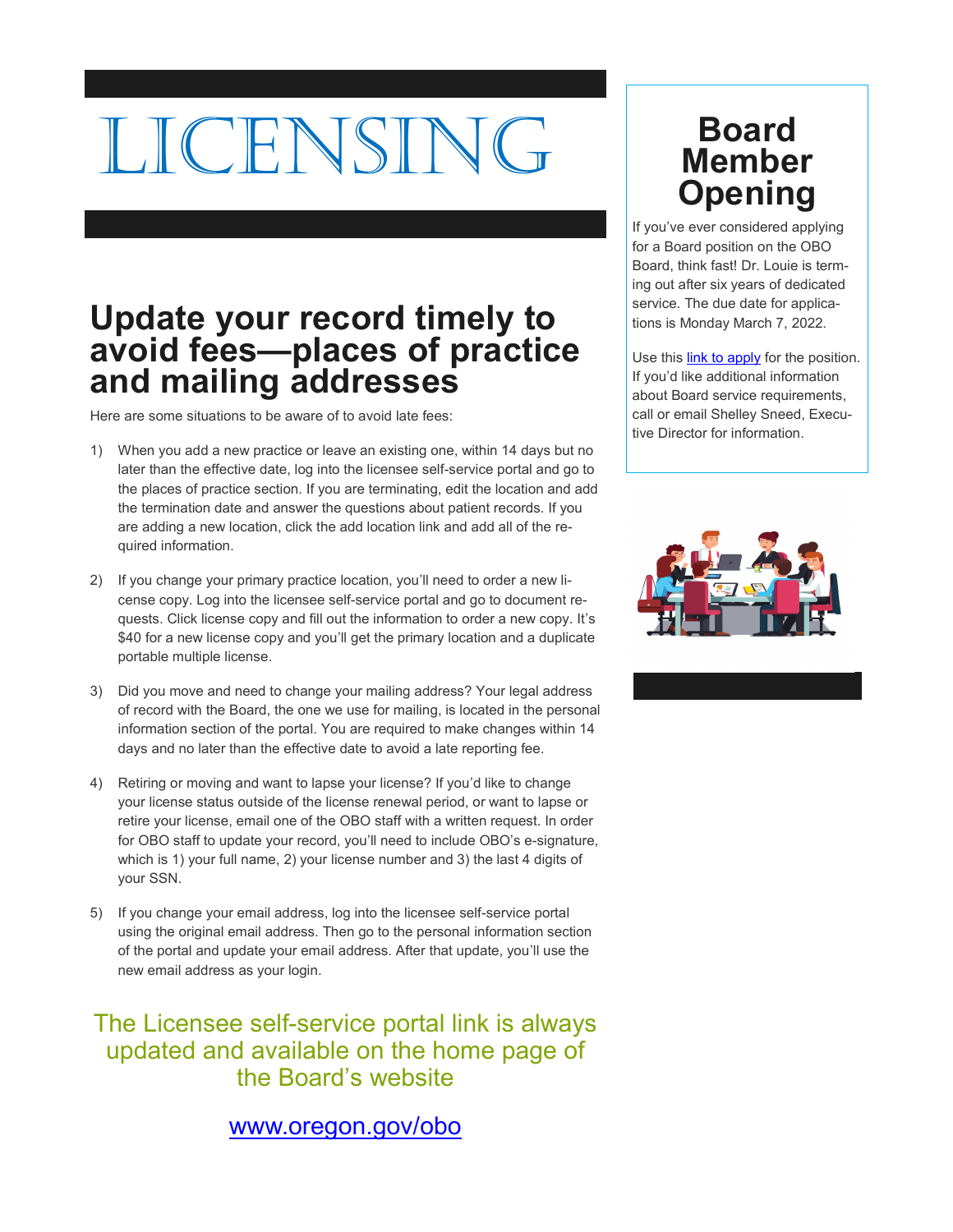# LICENSING

## Update your record timely to avoid fees—places of practice and mailing addresses

Here are some situations to be aware of to avoid late fees:

1) When you add a new practice or leave an existing one, within 14 days but no later than the effective date, log into the licensee self-service portal and go to the places of practice section. If you are terminating, edit the location and add the termination date and answer the questions about patient records. If you are adding a new location, click the add location link and add all of the required information.

2) If you change your primary practice location, you'll need to order a new license copy. Log into the licensee self-service portal and go to document requests. Click license copy and fill out the information to order a new copy. It's $40 for a new license copy and you'll get the primary location and a duplicate portable multiple license.

3) Did you move and need to change your mailing address? Your legal address of record with the Board, the one we use for mailing, is located in the personal information section of the portal. You are required to make changes within 14 days and no later than the effective date to avoid a late reporting fee.

4) Retiring or moving and want to lapse your license? If you'd like to change your license status outside of the license renewal period, or want to lapse or retire your license, email one of the OBO staff with a written request. In order for OBO staff to update your record, you'll need to include OBO's e-signature, which is 1) your full name, 2) your license number and 3) the last 4 digits of your SSN.

5) If you change your email address, log into the licensee self-service portal using the original email address. Then go to the personal information section of the portal and update your email address. After that update, you'll use the new email address as your login.

The Licensee self-service portal link is always updated and available on the home page of the Board's website

www.oregon.gov/obo

## Board Member Opening

If you've ever considered applying for a Board position on the OBO Board, think fast! Dr. Louie is terming out after six years of dedicated service. The due date for applications is Monday March 7, 2022.

Use this link to apply for the position. If you'd like additional information about Board service requirements, call or email Shelley Sneed, Executive Director for information.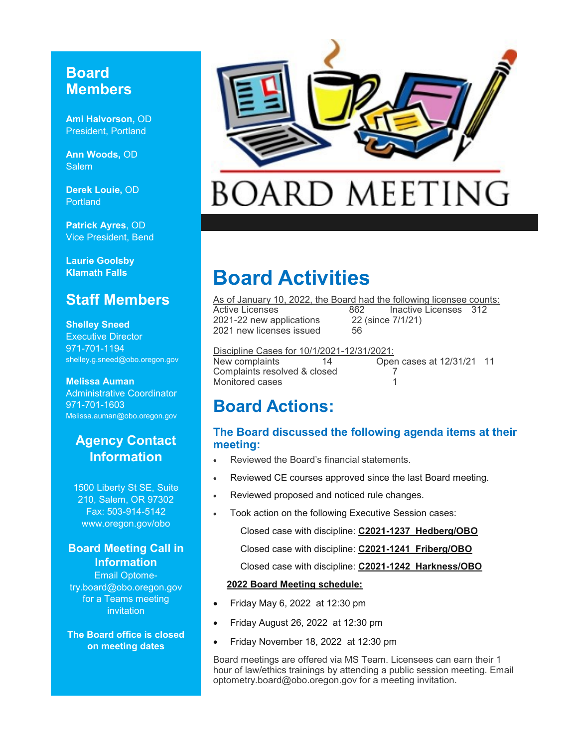## Board Members

**Ami Halvorson,** OD
President, Portland

**Ann Woods,** OD
Salem

**Derek Louie,** OD
Portland

**Patrick Ayres**, OD
Vice President, Bend

**Laurie Goolsby**
**Klamath Falls**

## Staff Members

**Shelley Sneed**
Executive Director
971-701-1194
shelley.g.sneed@obo.oregon.gov

**Melissa Auman**
Administrative Coordinator
971-701-1603
Melissa.auman@obo.oregon.gov

## Agency Contact Information

1500 Liberty St SE, Suite 210, Salem, OR 97302
Fax: 503-914-5142
www.oregon.gov/obo

### Board Meeting Call in Information

Email Optometry.board@obo.oregon.gov for a Teams meeting invitation

**The Board office is closed on meeting dates**

# BOARD MEETING

# Board Activities

As of January 10, 2022, the Board had the following licensee counts:

| | | | |
|---|---|---|---|
| Active Licenses | 862 | Inactive Licenses | 312 |
| 2021-22 new applications | 22 (since 7/1/21) | | |
| 2021 new licenses issued | 56 | | |

Discipline Cases for 10/1/2021-12/31/2021:

| | | | |
|---|---|---|---|
| New complaints | 14 | Open cases at 12/31/21 | 11 |
| Complaints resolved & closed | | 7 | |
| Monitored cases | | 1 | |

# Board Actions:

### The Board discussed the following agenda items at their meeting:

- Reviewed the Board's financial statements.
- Reviewed CE courses approved since the last Board meeting.
- Reviewed proposed and noticed rule changes.
- Took action on the following Executive Session cases:

  Closed case with discipline: **C2021-1237 Hedberg/OBO**

  Closed case with discipline: **C2021-1241 Friberg/OBO**

  Closed case with discipline: **C2021-1242 Harkness/OBO**

**2022 Board Meeting schedule:**

- Friday May 6, 2022 at 12:30 pm
- Friday August 26, 2022 at 12:30 pm
- Friday November 18, 2022 at 12:30 pm

Board meetings are offered via MS Team. Licensees can earn their 1 hour of law/ethics trainings by attending a public session meeting. Email optometry.board@obo.oregon.gov for a meeting invitation.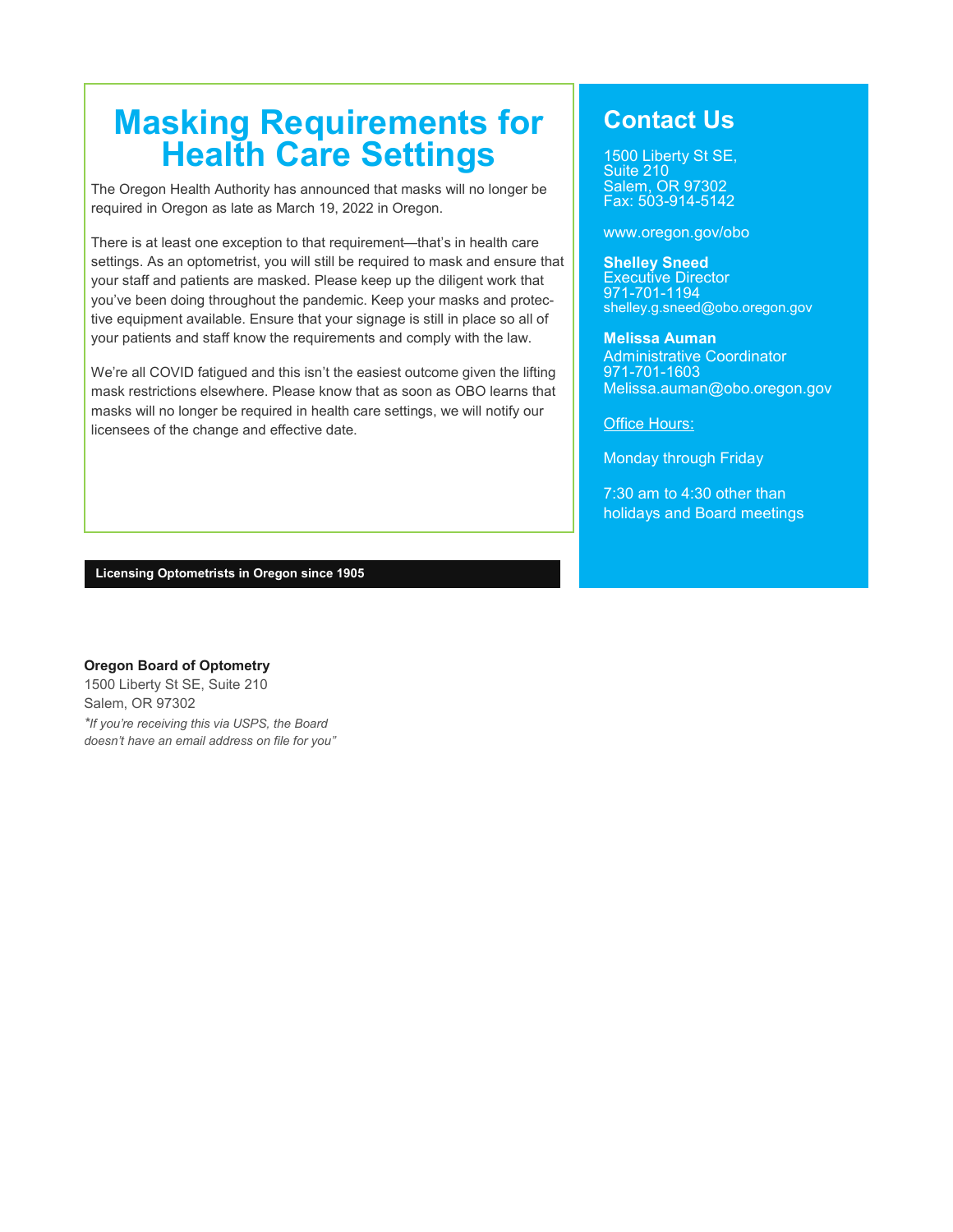# Masking Requirements for Health Care Settings

The Oregon Health Authority has announced that masks will no longer be required in Oregon as late as March 19, 2022 in Oregon.

There is at least one exception to that requirement—that's in health care settings. As an optometrist, you will still be required to mask and ensure that your staff and patients are masked. Please keep up the diligent work that you've been doing throughout the pandemic. Keep your masks and protective equipment available. Ensure that your signage is still in place so all of your patients and staff know the requirements and comply with the law.

We're all COVID fatigued and this isn't the easiest outcome given the lifting mask restrictions elsewhere. Please know that as soon as OBO learns that masks will no longer be required in health care settings, we will notify our licensees of the change and effective date.

## Contact Us

1500 Liberty St SE,
Suite 210
Salem, OR 97302
Fax: 503-914-5142

www.oregon.gov/obo

**Shelley Sneed**
Executive Director
971-701-1194
shelley.g.sneed@obo.oregon.gov

**Melissa Auman**
Administrative Coordinator
971-701-1603
Melissa.auman@obo.oregon.gov

Office Hours:

Monday through Friday

7:30 am to 4:30 other than holidays and Board meetings

**Licensing Optometrists in Oregon since 1905**

**Oregon Board of Optometry**
1500 Liberty St SE, Suite 210
Salem, OR 97302

*\*If you're receiving this via USPS, the Board doesn't have an email address on file for you"*